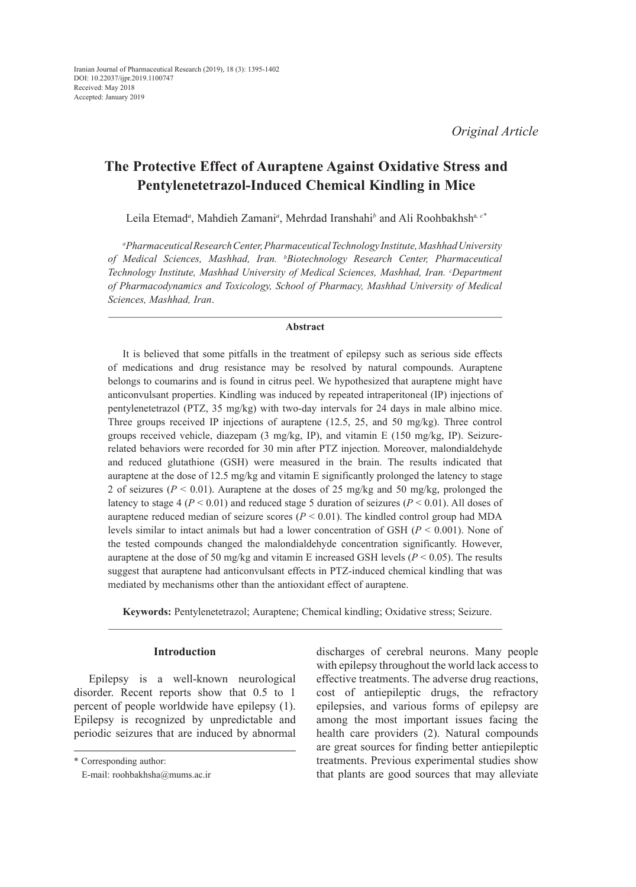Iranian Journal of Pharmaceutical Research (2019), 18 (3): 1395-1402
DOI: 10.22037/ijpr.2019.1100747
Received: May 2018
Accepted: January 2019

*Original Article*

# The Protective Effect of Auraptene Against Oxidative Stress and Pentylenetetrazol-Induced Chemical Kindling in Mice

Leila Etemad[a], Mahdieh Zamani[a], Mehrdad Iranshahi[b] and Ali Roohbakhsh[a, c*]

*[a]Pharmaceutical Research Center, Pharmaceutical Technology Institute, Mashhad University of Medical Sciences, Mashhad, Iran. [b]Biotechnology Research Center, Pharmaceutical Technology Institute, Mashhad University of Medical Sciences, Mashhad, Iran. [c]Department of Pharmacodynamics and Toxicology, School of Pharmacy, Mashhad University of Medical Sciences, Mashhad, Iran.*

## Abstract

It is believed that some pitfalls in the treatment of epilepsy such as serious side effects of medications and drug resistance may be resolved by natural compounds. Auraptene belongs to coumarins and is found in citrus peel. We hypothesized that auraptene might have anticonvulsant properties. Kindling was induced by repeated intraperitoneal (IP) injections of pentylenetetrazol (PTZ, 35 mg/kg) with two-day intervals for 24 days in male albino mice. Three groups received IP injections of auraptene (12.5, 25, and 50 mg/kg). Three control groups received vehicle, diazepam (3 mg/kg, IP), and vitamin E (150 mg/kg, IP). Seizure-related behaviors were recorded for 30 min after PTZ injection. Moreover, malondialdehyde and reduced glutathione (GSH) were measured in the brain. The results indicated that auraptene at the dose of 12.5 mg/kg and vitamin E significantly prolonged the latency to stage 2 of seizures ($P < 0.01$). Auraptene at the doses of 25 mg/kg and 50 mg/kg, prolonged the latency to stage 4 ($P < 0.01$) and reduced stage 5 duration of seizures ($P < 0.01$). All doses of auraptene reduced median of seizure scores ($P < 0.01$). The kindled control group had MDA levels similar to intact animals but had a lower concentration of GSH ($P < 0.001$). None of the tested compounds changed the malondialdehyde concentration significantly. However, auraptene at the dose of 50 mg/kg and vitamin E increased GSH levels ($P < 0.05$). The results suggest that auraptene had anticonvulsant effects in PTZ-induced chemical kindling that was mediated by mechanisms other than the antioxidant effect of auraptene.

**Keywords:** Pentylenetetrazol; Auraptene; Chemical kindling; Oxidative stress; Seizure.

## Introduction

Epilepsy is a well-known neurological disorder. Recent reports show that 0.5 to 1 percent of people worldwide have epilepsy (1). Epilepsy is recognized by unpredictable and periodic seizures that are induced by abnormal discharges of cerebral neurons. Many people with epilepsy throughout the world lack access to effective treatments. The adverse drug reactions, cost of antiepileptic drugs, the refractory epilepsies, and various forms of epilepsy are among the most important issues facing the health care providers (2). Natural compounds are great sources for finding better antiepileptic treatments. Previous experimental studies show that plants are good sources that may alleviate

\* Corresponding author:
E-mail: roohbakhsha@mums.ac.ir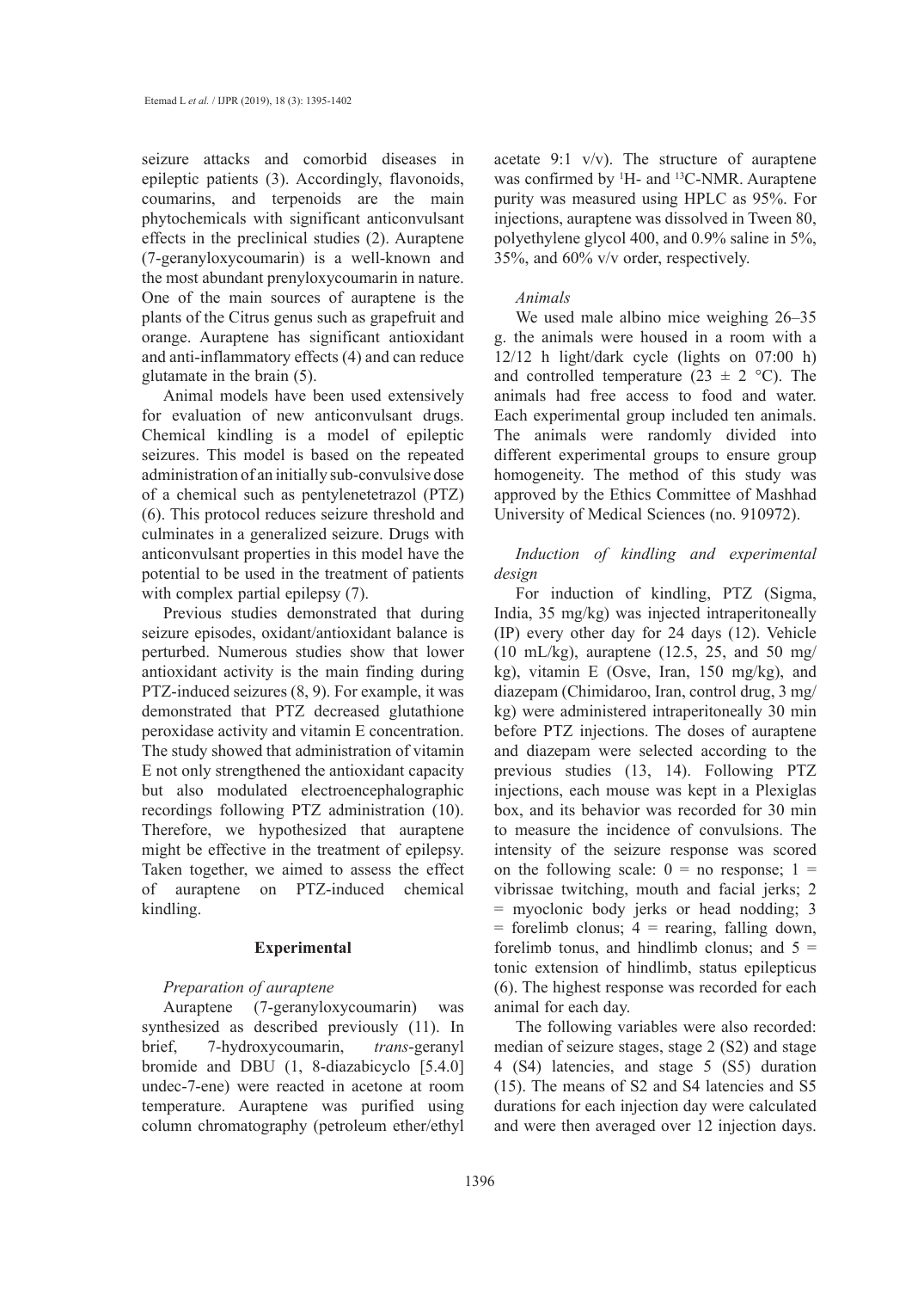seizure attacks and comorbid diseases in epileptic patients (3). Accordingly, flavonoids, coumarins, and terpenoids are the main phytochemicals with significant anticonvulsant effects in the preclinical studies (2). Auraptene (7-geranyloxycoumarin) is a well-known and the most abundant prenyloxycoumarin in nature. One of the main sources of auraptene is the plants of the Citrus genus such as grapefruit and orange. Auraptene has significant antioxidant and anti-inflammatory effects (4) and can reduce glutamate in the brain (5).

Animal models have been used extensively for evaluation of new anticonvulsant drugs. Chemical kindling is a model of epileptic seizures. This model is based on the repeated administration of an initially sub-convulsive dose of a chemical such as pentylenetetrazol (PTZ) (6). This protocol reduces seizure threshold and culminates in a generalized seizure. Drugs with anticonvulsant properties in this model have the potential to be used in the treatment of patients with complex partial epilepsy (7).

Previous studies demonstrated that during seizure episodes, oxidant/antioxidant balance is perturbed. Numerous studies show that lower antioxidant activity is the main finding during PTZ-induced seizures (8, 9). For example, it was demonstrated that PTZ decreased glutathione peroxidase activity and vitamin E concentration. The study showed that administration of vitamin E not only strengthened the antioxidant capacity but also modulated electroencephalographic recordings following PTZ administration (10). Therefore, we hypothesized that auraptene might be effective in the treatment of epilepsy. Taken together, we aimed to assess the effect of auraptene on PTZ-induced chemical kindling.

## Experimental

### *Preparation of auraptene*

Auraptene (7-geranyloxycoumarin) was synthesized as described previously (11). In brief, 7-hydroxycoumarin, *trans*-geranyl bromide and DBU (1, 8-diazabicyclo [5.4.0] undec-7-ene) were reacted in acetone at room temperature. Auraptene was purified using column chromatography (petroleum ether/ethyl acetate 9:1 v/v). The structure of auraptene was confirmed by $^{1}$H- and $^{13}$C-NMR. Auraptene purity was measured using HPLC as 95%. For injections, auraptene was dissolved in Tween 80, polyethylene glycol 400, and 0.9% saline in 5%, 35%, and 60% v/v order, respectively.

### *Animals*

We used male albino mice weighing 26–35 g. the animals were housed in a room with a 12/12 h light/dark cycle (lights on 07:00 h) and controlled temperature (23 ± 2 °C). The animals had free access to food and water. Each experimental group included ten animals. The animals were randomly divided into different experimental groups to ensure group homogeneity. The method of this study was approved by the Ethics Committee of Mashhad University of Medical Sciences (no. 910972).

### *Induction of kindling and experimental design*

For induction of kindling, PTZ (Sigma, India, 35 mg/kg) was injected intraperitoneally (IP) every other day for 24 days (12). Vehicle (10 mL/kg), auraptene (12.5, 25, and 50 mg/kg), vitamin E (Osve, Iran, 150 mg/kg), and diazepam (Chimidaroo, Iran, control drug, 3 mg/kg) were administered intraperitoneally 30 min before PTZ injections. The doses of auraptene and diazepam were selected according to the previous studies (13, 14). Following PTZ injections, each mouse was kept in a Plexiglas box, and its behavior was recorded for 30 min to measure the incidence of convulsions. The intensity of the seizure response was scored on the following scale: 0 = no response; 1 = vibrissae twitching, mouth and facial jerks; 2 = myoclonic body jerks or head nodding; 3 = forelimb clonus; 4 = rearing, falling down, forelimb tonus, and hindlimb clonus; and 5 = tonic extension of hindlimb, status epilepticus (6). The highest response was recorded for each animal for each day.

The following variables were also recorded: median of seizure stages, stage 2 (S2) and stage 4 (S4) latencies, and stage 5 (S5) duration (15). The means of S2 and S4 latencies and S5 durations for each injection day were calculated and were then averaged over 12 injection days.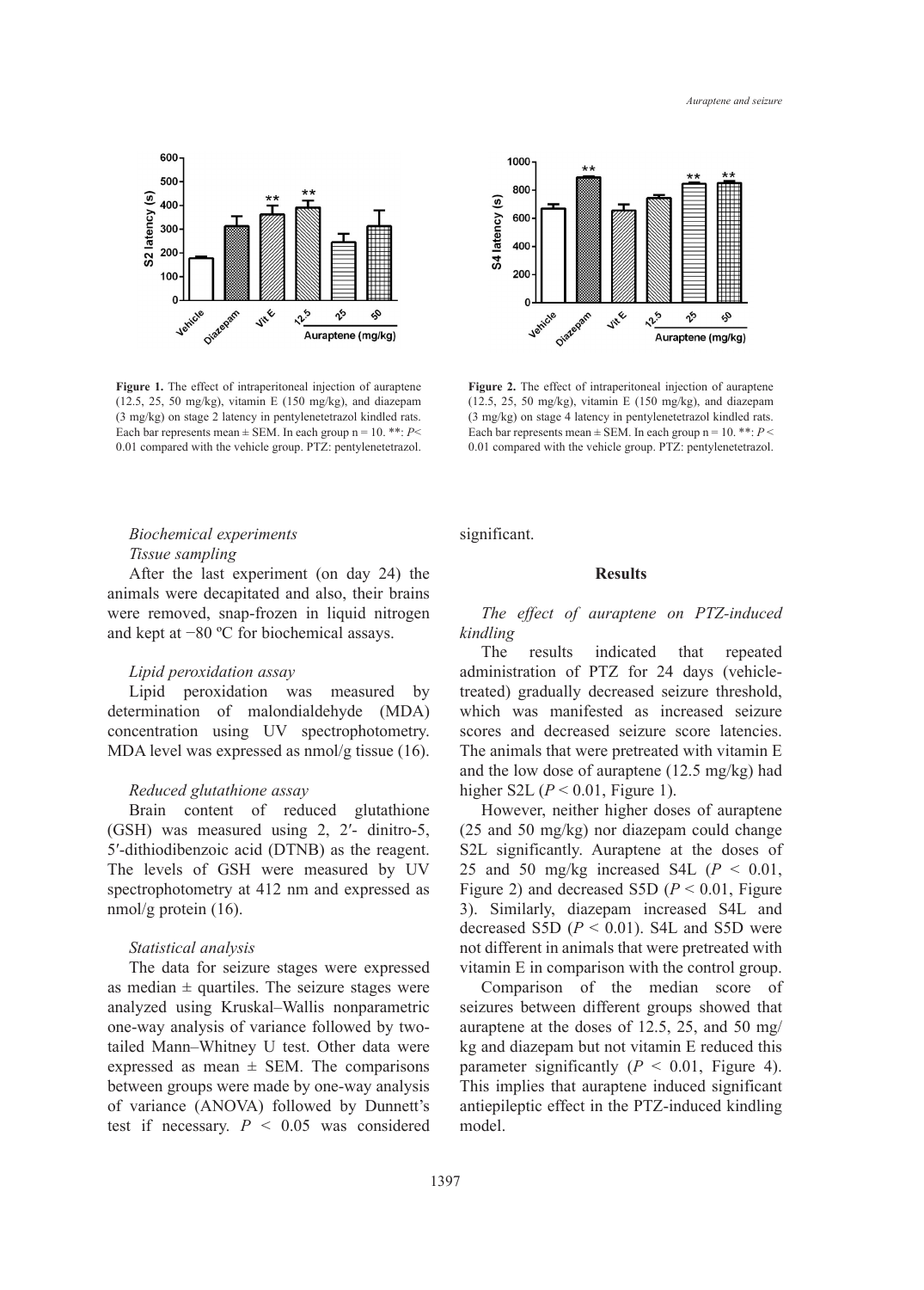Figure 1. The effect of intraperitoneal injection of auraptene (12.5, 25, 50 mg/kg), vitamin E (150 mg/kg), and diazepam (3 mg/kg) on stage 2 latency in pentylenetetrazol kindled rats. Each bar represents mean ± SEM. In each group n = 10. **: $P < 0.01$ compared with the vehicle group. PTZ: pentylenetetrazol.

Figure 2. The effect of intraperitoneal injection of auraptene (12.5, 25, 50 mg/kg), vitamin E (150 mg/kg), and diazepam (3 mg/kg) on stage 4 latency in pentylenetetrazol kindled rats. Each bar represents mean ± SEM. In each group n = 10. **: $P < 0.01$ compared with the vehicle group. PTZ: pentylenetetrazol.

*Biochemical experiments*

*Tissue sampling*

After the last experiment (on day 24) the animals were decapitated and also, their brains were removed, snap-frozen in liquid nitrogen and kept at −80 ºC for biochemical assays.

*Lipid peroxidation assay*

Lipid peroxidation was measured by determination of malondialdehyde (MDA) concentration using UV spectrophotometry. MDA level was expressed as nmol/g tissue (16).

*Reduced glutathione assay*

Brain content of reduced glutathione (GSH) was measured using 2, 2′- dinitro-5, 5′-dithiodibenzoic acid (DTNB) as the reagent. The levels of GSH were measured by UV spectrophotometry at 412 nm and expressed as nmol/g protein (16).

*Statistical analysis*

The data for seizure stages were expressed as median ± quartiles. The seizure stages were analyzed using Kruskal–Wallis nonparametric one-way analysis of variance followed by two-tailed Mann–Whitney U test. Other data were expressed as mean ± SEM. The comparisons between groups were made by one-way analysis of variance (ANOVA) followed by Dunnett's test if necessary. $P < 0.05$ was considered significant.

## Results

*The effect of auraptene on PTZ-induced kindling*

The results indicated that repeated administration of PTZ for 24 days (vehicle-treated) gradually decreased seizure threshold, which was manifested as increased seizure scores and decreased seizure score latencies. The animals that were pretreated with vitamin E and the low dose of auraptene (12.5 mg/kg) had higher S2L ($P < 0.01$, Figure 1).

However, neither higher doses of auraptene (25 and 50 mg/kg) nor diazepam could change S2L significantly. Auraptene at the doses of 25 and 50 mg/kg increased S4L ($P < 0.01$, Figure 2) and decreased S5D ($P < 0.01$, Figure 3). Similarly, diazepam increased S4L and decreased S5D ($P < 0.01$). S4L and S5D were not different in animals that were pretreated with vitamin E in comparison with the control group.

Comparison of the median score of seizures between different groups showed that auraptene at the doses of 12.5, 25, and 50 mg/kg and diazepam but not vitamin E reduced this parameter significantly ($P < 0.01$, Figure 4). This implies that auraptene induced significant antiepileptic effect in the PTZ-induced kindling model.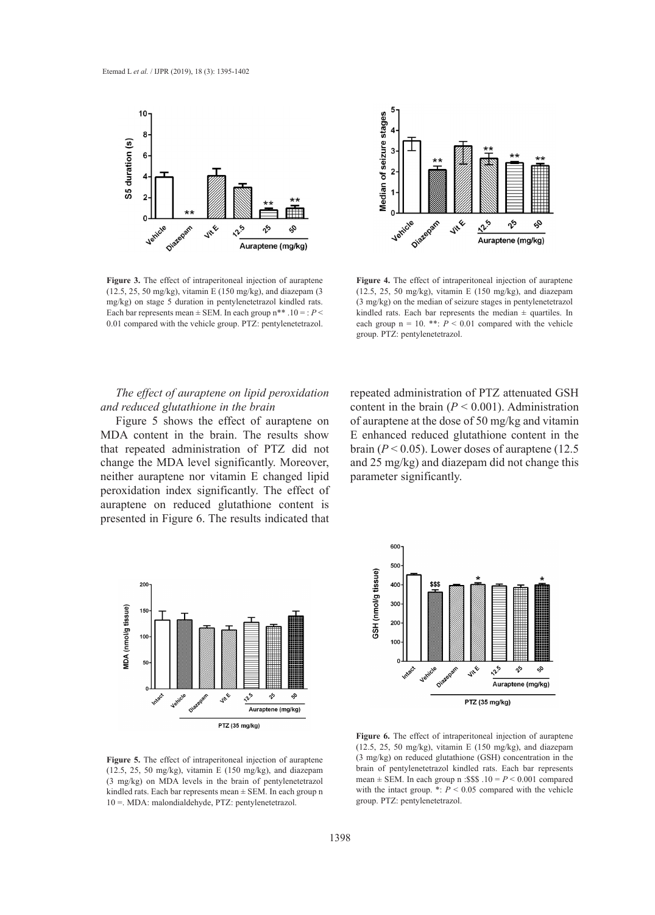**Figure 3.** The effect of intraperitoneal injection of auraptene (12.5, 25, 50 mg/kg), vitamin E (150 mg/kg), and diazepam (3 mg/kg) on stage 5 duration in pentylenetetrazol kindled rats. Each bar represents mean ± SEM. In each group n** .10 = : $P <$ 0.01 compared with the vehicle group. PTZ: pentylenetetrazol.

**Figure 4.** The effect of intraperitoneal injection of auraptene (12.5, 25, 50 mg/kg), vitamin E (150 mg/kg), and diazepam (3 mg/kg) on the median of seizure stages in pentylenetetrazol kindled rats. Each bar represents the median ± quartiles. In each group n = 10. **: $P < 0.01$ compared with the vehicle group. PTZ: pentylenetetrazol.

*The effect of auraptene on lipid peroxidation and reduced glutathione in the brain*

Figure 5 shows the effect of auraptene on MDA content in the brain. The results show that repeated administration of PTZ did not change the MDA level significantly. Moreover, neither auraptene nor vitamin E changed lipid peroxidation index significantly. The effect of auraptene on reduced glutathione content is presented in Figure 6. The results indicated that repeated administration of PTZ attenuated GSH content in the brain ($P < 0.001$). Administration of auraptene at the dose of 50 mg/kg and vitamin E enhanced reduced glutathione content in the brain ($P < 0.05$). Lower doses of auraptene (12.5 and 25 mg/kg) and diazepam did not change this parameter significantly.

**Figure 5.** The effect of intraperitoneal injection of auraptene (12.5, 25, 50 mg/kg), vitamin E (150 mg/kg), and diazepam (3 mg/kg) on MDA levels in the brain of pentylenetetrazol kindled rats. Each bar represents mean ± SEM. In each group n 10 =. MDA: malondialdehyde, PTZ: pentylenetetrazol.

**Figure 6.** The effect of intraperitoneal injection of auraptene (12.5, 25, 50 mg/kg), vitamin E (150 mg/kg), and diazepam (3 mg/kg) on reduced glutathione (GSH) concentration in the brain of pentylenetetrazol kindled rats. Each bar represents mean ± SEM. In each group n :$$$ .10 = $P < 0.001$ compared with the intact group. *: $P < 0.05$ compared with the vehicle group. PTZ: pentylenetetrazol.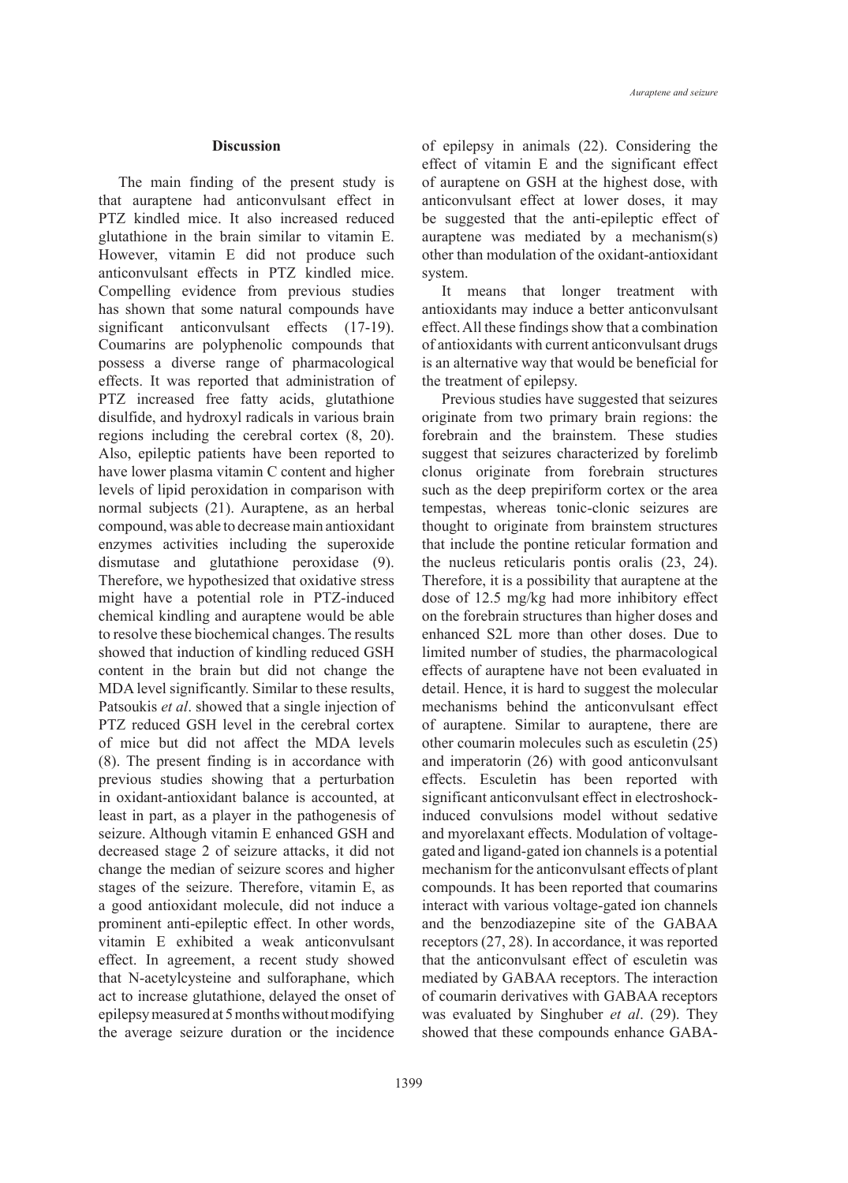## Discussion

The main finding of the present study is that auraptene had anticonvulsant effect in PTZ kindled mice. It also increased reduced glutathione in the brain similar to vitamin E. However, vitamin E did not produce such anticonvulsant effects in PTZ kindled mice. Compelling evidence from previous studies has shown that some natural compounds have significant anticonvulsant effects (17-19). Coumarins are polyphenolic compounds that possess a diverse range of pharmacological effects. It was reported that administration of PTZ increased free fatty acids, glutathione disulfide, and hydroxyl radicals in various brain regions including the cerebral cortex (8, 20). Also, epileptic patients have been reported to have lower plasma vitamin C content and higher levels of lipid peroxidation in comparison with normal subjects (21). Auraptene, as an herbal compound, was able to decrease main antioxidant enzymes activities including the superoxide dismutase and glutathione peroxidase (9). Therefore, we hypothesized that oxidative stress might have a potential role in PTZ-induced chemical kindling and auraptene would be able to resolve these biochemical changes. The results showed that induction of kindling reduced GSH content in the brain but did not change the MDA level significantly. Similar to these results, Patsoukis *et al*. showed that a single injection of PTZ reduced GSH level in the cerebral cortex of mice but did not affect the MDA levels (8). The present finding is in accordance with previous studies showing that a perturbation in oxidant-antioxidant balance is accounted, at least in part, as a player in the pathogenesis of seizure. Although vitamin E enhanced GSH and decreased stage 2 of seizure attacks, it did not change the median of seizure scores and higher stages of the seizure. Therefore, vitamin E, as a good antioxidant molecule, did not induce a prominent anti-epileptic effect. In other words, vitamin E exhibited a weak anticonvulsant effect. In agreement, a recent study showed that N-acetylcysteine and sulforaphane, which act to increase glutathione, delayed the onset of epilepsy measured at 5 months without modifying the average seizure duration or the incidence of epilepsy in animals (22). Considering the effect of vitamin E and the significant effect of auraptene on GSH at the highest dose, with anticonvulsant effect at lower doses, it may be suggested that the anti-epileptic effect of auraptene was mediated by a mechanism(s) other than modulation of the oxidant-antioxidant system.

It means that longer treatment with antioxidants may induce a better anticonvulsant effect. All these findings show that a combination of antioxidants with current anticonvulsant drugs is an alternative way that would be beneficial for the treatment of epilepsy.

Previous studies have suggested that seizures originate from two primary brain regions: the forebrain and the brainstem. These studies suggest that seizures characterized by forelimb clonus originate from forebrain structures such as the deep prepiriform cortex or the area tempestas, whereas tonic-clonic seizures are thought to originate from brainstem structures that include the pontine reticular formation and the nucleus reticularis pontis oralis (23, 24). Therefore, it is a possibility that auraptene at the dose of 12.5 mg/kg had more inhibitory effect on the forebrain structures than higher doses and enhanced S2L more than other doses. Due to limited number of studies, the pharmacological effects of auraptene have not been evaluated in detail. Hence, it is hard to suggest the molecular mechanisms behind the anticonvulsant effect of auraptene. Similar to auraptene, there are other coumarin molecules such as esculetin (25) and imperatorin (26) with good anticonvulsant effects. Esculetin has been reported with significant anticonvulsant effect in electroshock-induced convulsions model without sedative and myorelaxant effects. Modulation of voltage-gated and ligand-gated ion channels is a potential mechanism for the anticonvulsant effects of plant compounds. It has been reported that coumarins interact with various voltage-gated ion channels and the benzodiazepine site of the GABAA receptors (27, 28). In accordance, it was reported that the anticonvulsant effect of esculetin was mediated by GABAA receptors. The interaction of coumarin derivatives with GABAA receptors was evaluated by Singhuber *et al*. (29). They showed that these compounds enhance GABA-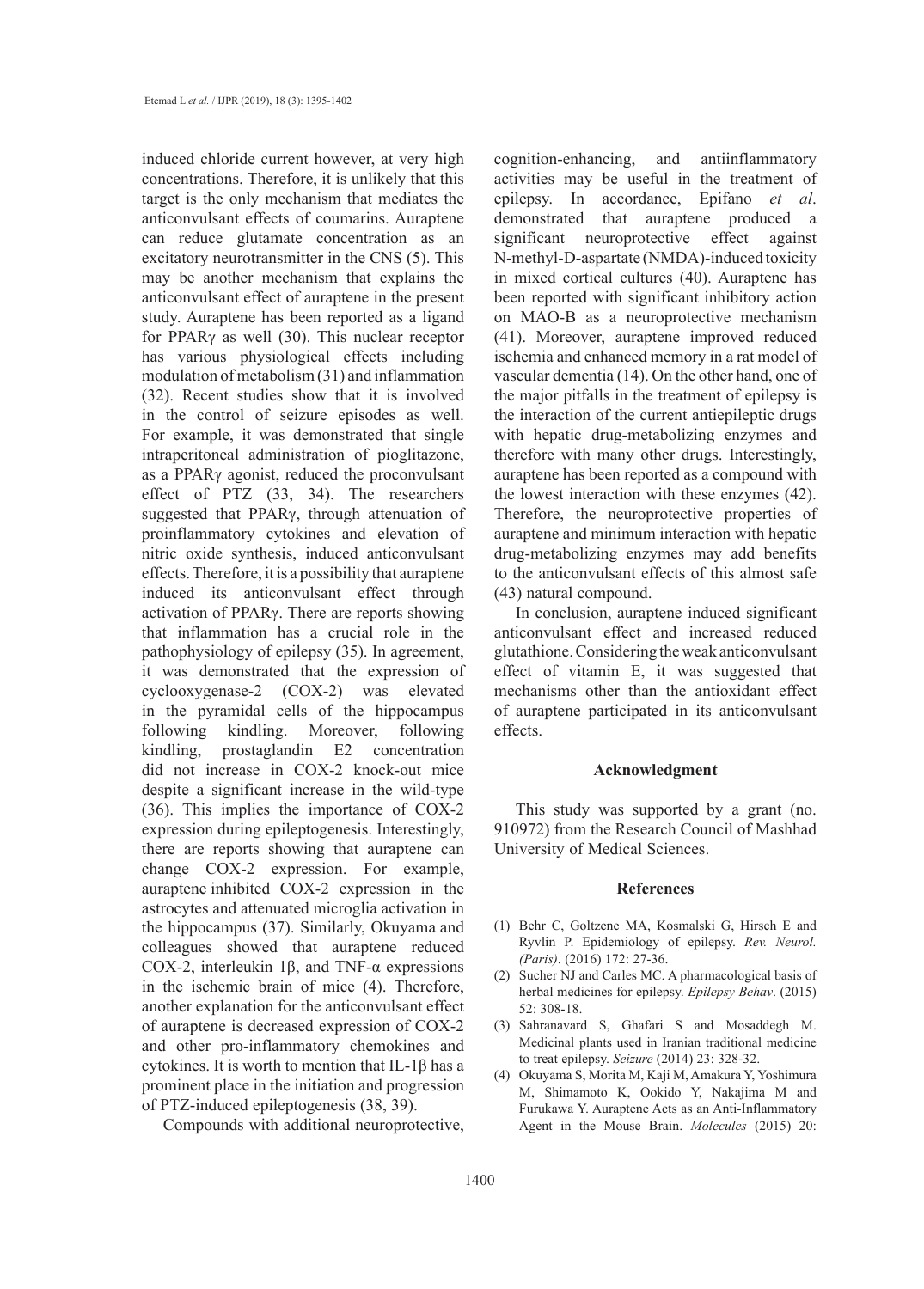induced chloride current however, at very high concentrations. Therefore, it is unlikely that this target is the only mechanism that mediates the anticonvulsant effects of coumarins. Auraptene can reduce glutamate concentration as an excitatory neurotransmitter in the CNS (5). This may be another mechanism that explains the anticonvulsant effect of auraptene in the present study. Auraptene has been reported as a ligand for PPARγ as well (30). This nuclear receptor has various physiological effects including modulation of metabolism (31) and inflammation (32). Recent studies show that it is involved in the control of seizure episodes as well. For example, it was demonstrated that single intraperitoneal administration of pioglitazone, as a PPARγ agonist, reduced the proconvulsant effect of PTZ (33, 34). The researchers suggested that PPARγ, through attenuation of proinflammatory cytokines and elevation of nitric oxide synthesis, induced anticonvulsant effects. Therefore, it is a possibility that auraptene induced its anticonvulsant effect through activation of PPARγ. There are reports showing that inflammation has a crucial role in the pathophysiology of epilepsy (35). In agreement, it was demonstrated that the expression of cyclooxygenase-2 (COX-2) was elevated in the pyramidal cells of the hippocampus following kindling. Moreover, following kindling, prostaglandin E2 concentration did not increase in COX-2 knock-out mice despite a significant increase in the wild-type (36). This implies the importance of COX-2 expression during epileptogenesis. Interestingly, there are reports showing that auraptene can change COX-2 expression. For example, auraptene inhibited COX-2 expression in the astrocytes and attenuated microglia activation in the hippocampus (37). Similarly, Okuyama and colleagues showed that auraptene reduced COX-2, interleukin 1β, and TNF-α expressions in the ischemic brain of mice (4). Therefore, another explanation for the anticonvulsant effect of auraptene is decreased expression of COX-2 and other pro-inflammatory chemokines and cytokines. It is worth to mention that IL-1β has a prominent place in the initiation and progression of PTZ-induced epileptogenesis (38, 39).

Compounds with additional neuroprotective, cognition-enhancing, and antiinflammatory activities may be useful in the treatment of epilepsy. In accordance, Epifano *et al*. demonstrated that auraptene produced a significant neuroprotective effect against N-methyl-D-aspartate (NMDA)-induced toxicity in mixed cortical cultures (40). Auraptene has been reported with significant inhibitory action on MAO-B as a neuroprotective mechanism (41). Moreover, auraptene improved reduced ischemia and enhanced memory in a rat model of vascular dementia (14). On the other hand, one of the major pitfalls in the treatment of epilepsy is the interaction of the current antiepileptic drugs with hepatic drug-metabolizing enzymes and therefore with many other drugs. Interestingly, auraptene has been reported as a compound with the lowest interaction with these enzymes (42). Therefore, the neuroprotective properties of auraptene and minimum interaction with hepatic drug-metabolizing enzymes may add benefits to the anticonvulsant effects of this almost safe (43) natural compound.

In conclusion, auraptene induced significant anticonvulsant effect and increased reduced glutathione. Considering the weak anticonvulsant effect of vitamin E, it was suggested that mechanisms other than the antioxidant effect of auraptene participated in its anticonvulsant effects.

## Acknowledgment

This study was supported by a grant (no. 910972) from the Research Council of Mashhad University of Medical Sciences.

## References

(1) Behr C, Goltzene MA, Kosmalski G, Hirsch E and Ryvlin P. Epidemiology of epilepsy. *Rev. Neurol. (Paris)*. (2016) 172: 27-36.

(2) Sucher NJ and Carles MC. A pharmacological basis of herbal medicines for epilepsy. *Epilepsy Behav*. (2015) 52: 308-18.

(3) Sahranavard S, Ghafari S and Mosaddegh M. Medicinal plants used in Iranian traditional medicine to treat epilepsy. *Seizure* (2014) 23: 328-32.

(4) Okuyama S, Morita M, Kaji M, Amakura Y, Yoshimura M, Shimamoto K, Ookido Y, Nakajima M and Furukawa Y. Auraptene Acts as an Anti-Inflammatory Agent in the Mouse Brain. *Molecules* (2015) 20: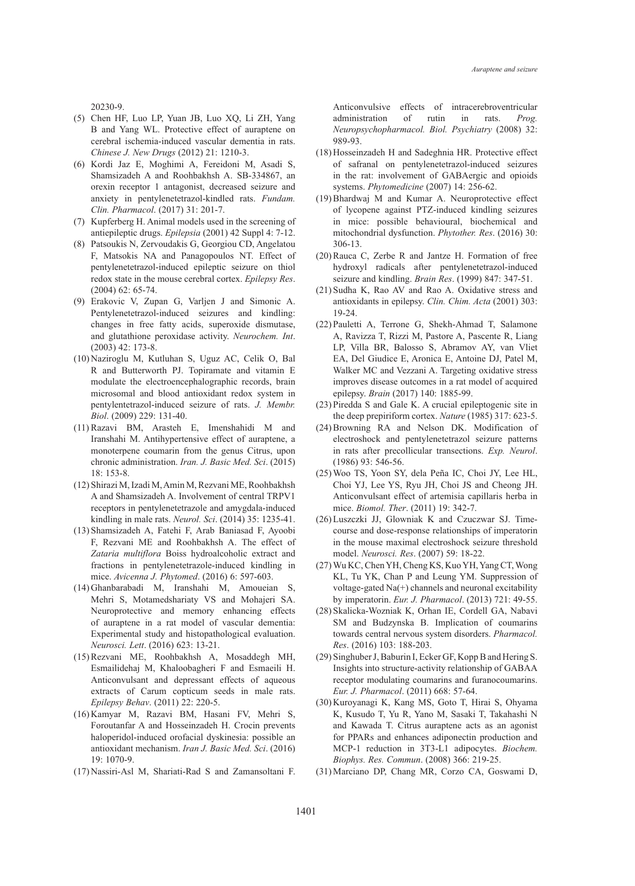20230-9.

(5) Chen HF, Luo LP, Yuan JB, Luo XQ, Li ZH, Yang B and Yang WL. Protective effect of auraptene on cerebral ischemia-induced vascular dementia in rats. *Chinese J. New Drugs* (2012) 21: 1210-3.

(6) Kordi Jaz E, Moghimi A, Fereidoni M, Asadi S, Shamsizadeh A and Roohbakhsh A. SB-334867, an orexin receptor 1 antagonist, decreased seizure and anxiety in pentylenetetrazol-kindled rats. *Fundam. Clin. Pharmacol*. (2017) 31: 201-7.

(7) Kupferberg H. Animal models used in the screening of antiepileptic drugs. *Epilepsia* (2001) 42 Suppl 4: 7-12.

(8) Patsoukis N, Zervoudakis G, Georgiou CD, Angelatou F, Matsokis NA and Panagopoulos NT. Effect of pentylenetetrazol-induced epileptic seizure on thiol redox state in the mouse cerebral cortex. *Epilepsy Res*. (2004) 62: 65-74.

(9) Erakovic V, Zupan G, Varljen J and Simonic A. Pentylenetetrazol-induced seizures and kindling: changes in free fatty acids, superoxide dismutase, and glutathione peroxidase activity. *Neurochem. Int*. (2003) 42: 173-8.

(10) Naziroglu M, Kutluhan S, Uguz AC, Celik O, Bal R and Butterworth PJ. Topiramate and vitamin E modulate the electroencephalographic records, brain microsomal and blood antioxidant redox system in pentylentetrazol-induced seizure of rats. *J. Membr. Biol*. (2009) 229: 131-40.

(11) Razavi BM, Arasteh E, Imenshahidi M and Iranshahi M. Antihypertensive effect of auraptene, a monoterpene coumarin from the genus Citrus, upon chronic administration. *Iran. J. Basic Med. Sci*. (2015) 18: 153-8.

(12) Shirazi M, Izadi M, Amin M, Rezvani ME, Roohbakhsh A and Shamsizadeh A. Involvement of central TRPV1 receptors in pentylenetetrazole and amygdala-induced kindling in male rats. *Neurol. Sci*. (2014) 35: 1235-41.

(13) Shamsizadeh A, Fatehi F, Arab Baniasad F, Ayoobi F, Rezvani ME and Roohbakhsh A. The effect of *Zataria multiflora* Boiss hydroalcoholic extract and fractions in pentylenetetrazole-induced kindling in mice. *Avicenna J. Phytomed*. (2016) 6: 597-603.

(14) Ghanbarabadi M, Iranshahi M, Amoueian S, Mehri S, Motamedshariaty VS and Mohajeri SA. Neuroprotective and memory enhancing effects of auraptene in a rat model of vascular dementia: Experimental study and histopathological evaluation. *Neurosci. Lett*. (2016) 623: 13-21.

(15) Rezvani ME, Roohbakhsh A, Mosaddegh MH, Esmailidehaj M, Khaloobagheri F and Esmaeili H. Anticonvulsant and depressant effects of aqueous extracts of Carum copticum seeds in male rats. *Epilepsy Behav*. (2011) 22: 220-5.

(16) Kamyar M, Razavi BM, Hasani FV, Mehri S, Foroutanfar A and Hosseinzadeh H. Crocin prevents haloperidol-induced orofacial dyskinesia: possible an antioxidant mechanism. *Iran J. Basic Med. Sci*. (2016) 19: 1070-9.

(17) Nassiri-Asl M, Shariati-Rad S and Zamansoltani F. Anticonvulsive effects of intracerebroventricular administration of rutin in rats. *Prog. Neuropsychopharmacol. Biol. Psychiatry* (2008) 32: 989-93.

(18) Hosseinzadeh H and Sadeghnia HR. Protective effect of safranal on pentylenetetrazol-induced seizures in the rat: involvement of GABAergic and opioids systems. *Phytomedicine* (2007) 14: 256-62.

(19) Bhardwaj M and Kumar A. Neuroprotective effect of lycopene against PTZ-induced kindling seizures in mice: possible behavioural, biochemical and mitochondrial dysfunction. *Phytother. Res*. (2016) 30: 306-13.

(20) Rauca C, Zerbe R and Jantze H. Formation of free hydroxyl radicals after pentylenetetrazol-induced seizure and kindling. *Brain Res*. (1999) 847: 347-51.

(21) Sudha K, Rao AV and Rao A. Oxidative stress and antioxidants in epilepsy. *Clin. Chim. Acta* (2001) 303: 19-24.

(22) Pauletti A, Terrone G, Shekh-Ahmad T, Salamone A, Ravizza T, Rizzi M, Pastore A, Pascente R, Liang LP, Villa BR, Balosso S, Abramov AY, van Vliet EA, Del Giudice E, Aronica E, Antoine DJ, Patel M, Walker MC and Vezzani A. Targeting oxidative stress improves disease outcomes in a rat model of acquired epilepsy. *Brain* (2017) 140: 1885-99.

(23) Piredda S and Gale K. A crucial epileptogenic site in the deep prepiriform cortex. *Nature* (1985) 317: 623-5.

(24) Browning RA and Nelson DK. Modification of electroshock and pentylenetetrazol seizure patterns in rats after precollicular transections. *Exp. Neurol*. (1986) 93: 546-56.

(25) Woo TS, Yoon SY, dela Peña IC, Choi JY, Lee HL, Choi YJ, Lee YS, Ryu JH, Choi JS and Cheong JH. Anticonvulsant effect of artemisia capillaris herba in mice. *Biomol. Ther*. (2011) 19: 342-7.

(26) Luszczki JJ, Glowniak K and Czuczwar SJ. Time-course and dose-response relationships of imperatorin in the mouse maximal electroshock seizure threshold model. *Neurosci. Res*. (2007) 59: 18-22.

(27) Wu KC, Chen YH, Cheng KS, Kuo YH, Yang CT, Wong KL, Tu YK, Chan P and Leung YM. Suppression of voltage-gated Na(+) channels and neuronal excitability by imperatorin. *Eur. J. Pharmacol*. (2013) 721: 49-55.

(28) Skalicka-Wozniak K, Orhan IE, Cordell GA, Nabavi SM and Budzynska B. Implication of coumarins towards central nervous system disorders. *Pharmacol. Res*. (2016) 103: 188-203.

(29) Singhuber J, Baburin I, Ecker GF, Kopp B and Hering S. Insights into structure-activity relationship of GABAA receptor modulating coumarins and furanocoumarins. *Eur. J. Pharmacol*. (2011) 668: 57-64.

(30) Kuroyanagi K, Kang MS, Goto T, Hirai S, Ohyama K, Kusudo T, Yu R, Yano M, Sasaki T, Takahashi N and Kawada T. Citrus auraptene acts as an agonist for PPARs and enhances adiponectin production and MCP-1 reduction in 3T3-L1 adipocytes. *Biochem. Biophys. Res. Commun*. (2008) 366: 219-25.

(31) Marciano DP, Chang MR, Corzo CA, Goswami D,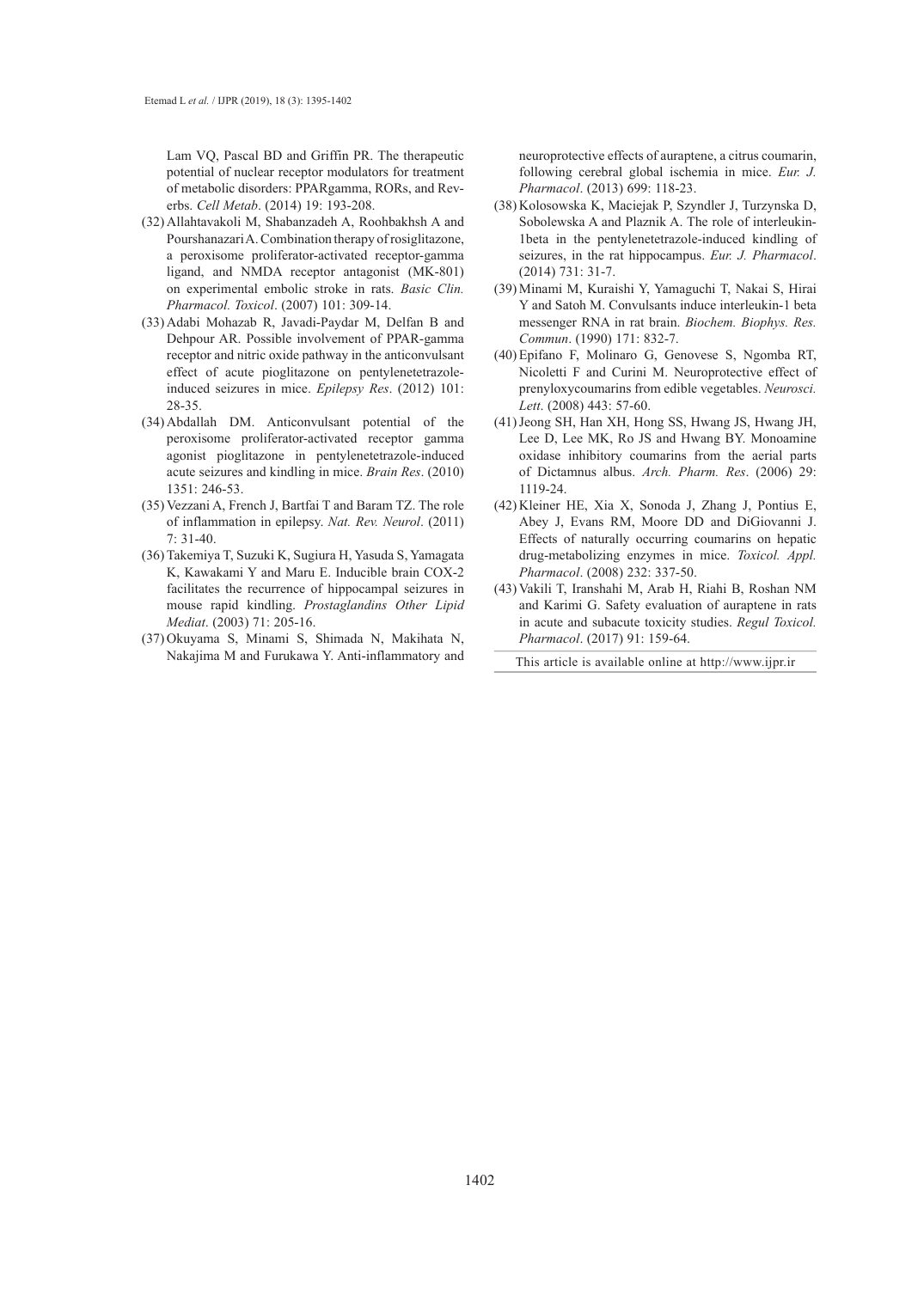Lam VQ, Pascal BD and Griffin PR. The therapeutic potential of nuclear receptor modulators for treatment of metabolic disorders: PPARgamma, RORs, and Rev-erbs. *Cell Metab*. (2014) 19: 193-208.

(32) Allahtavakoli M, Shabanzadeh A, Roohbakhsh A and Pourshanazari A. Combination therapy of rosiglitazone, a peroxisome proliferator-activated receptor-gamma ligand, and NMDA receptor antagonist (MK-801) on experimental embolic stroke in rats. *Basic Clin. Pharmacol. Toxicol*. (2007) 101: 309-14.

(33) Adabi Mohazab R, Javadi-Paydar M, Delfan B and Dehpour AR. Possible involvement of PPAR-gamma receptor and nitric oxide pathway in the anticonvulsant effect of acute pioglitazone on pentylenetetrazole-induced seizures in mice. *Epilepsy Res*. (2012) 101: 28-35.

(34) Abdallah DM. Anticonvulsant potential of the peroxisome proliferator-activated receptor gamma agonist pioglitazone in pentylenetetrazole-induced acute seizures and kindling in mice. *Brain Res*. (2010) 1351: 246-53.

(35) Vezzani A, French J, Bartfai T and Baram TZ. The role of inflammation in epilepsy. *Nat. Rev. Neurol*. (2011) 7: 31-40.

(36) Takemiya T, Suzuki K, Sugiura H, Yasuda S, Yamagata K, Kawakami Y and Maru E. Inducible brain COX-2 facilitates the recurrence of hippocampal seizures in mouse rapid kindling. *Prostaglandins Other Lipid Mediat*. (2003) 71: 205-16.

(37) Okuyama S, Minami S, Shimada N, Makihata N, Nakajima M and Furukawa Y. Anti-inflammatory and neuroprotective effects of auraptene, a citrus coumarin, following cerebral global ischemia in mice. *Eur. J. Pharmacol*. (2013) 699: 118-23.

(38) Kolosowska K, Maciejak P, Szyndler J, Turzynska D, Sobolewska A and Plaznik A. The role of interleukin-1beta in the pentylenetetrazole-induced kindling of seizures, in the rat hippocampus. *Eur. J. Pharmacol*. (2014) 731: 31-7.

(39) Minami M, Kuraishi Y, Yamaguchi T, Nakai S, Hirai Y and Satoh M. Convulsants induce interleukin-1 beta messenger RNA in rat brain. *Biochem. Biophys. Res. Commun*. (1990) 171: 832-7.

(40) Epifano F, Molinaro G, Genovese S, Ngomba RT, Nicoletti F and Curini M. Neuroprotective effect of prenyloxycoumarins from edible vegetables. *Neurosci. Lett*. (2008) 443: 57-60.

(41) Jeong SH, Han XH, Hong SS, Hwang JS, Hwang JH, Lee D, Lee MK, Ro JS and Hwang BY. Monoamine oxidase inhibitory coumarins from the aerial parts of Dictamnus albus. *Arch. Pharm. Res*. (2006) 29: 1119-24.

(42) Kleiner HE, Xia X, Sonoda J, Zhang J, Pontius E, Abey J, Evans RM, Moore DD and DiGiovanni J. Effects of naturally occurring coumarins on hepatic drug-metabolizing enzymes in mice. *Toxicol. Appl. Pharmacol*. (2008) 232: 337-50.

(43) Vakili T, Iranshahi M, Arab H, Riahi B, Roshan NM and Karimi G. Safety evaluation of auraptene in rats in acute and subacute toxicity studies. *Regul Toxicol. Pharmacol*. (2017) 91: 159-64.

This article is available online at http://www.ijpr.ir